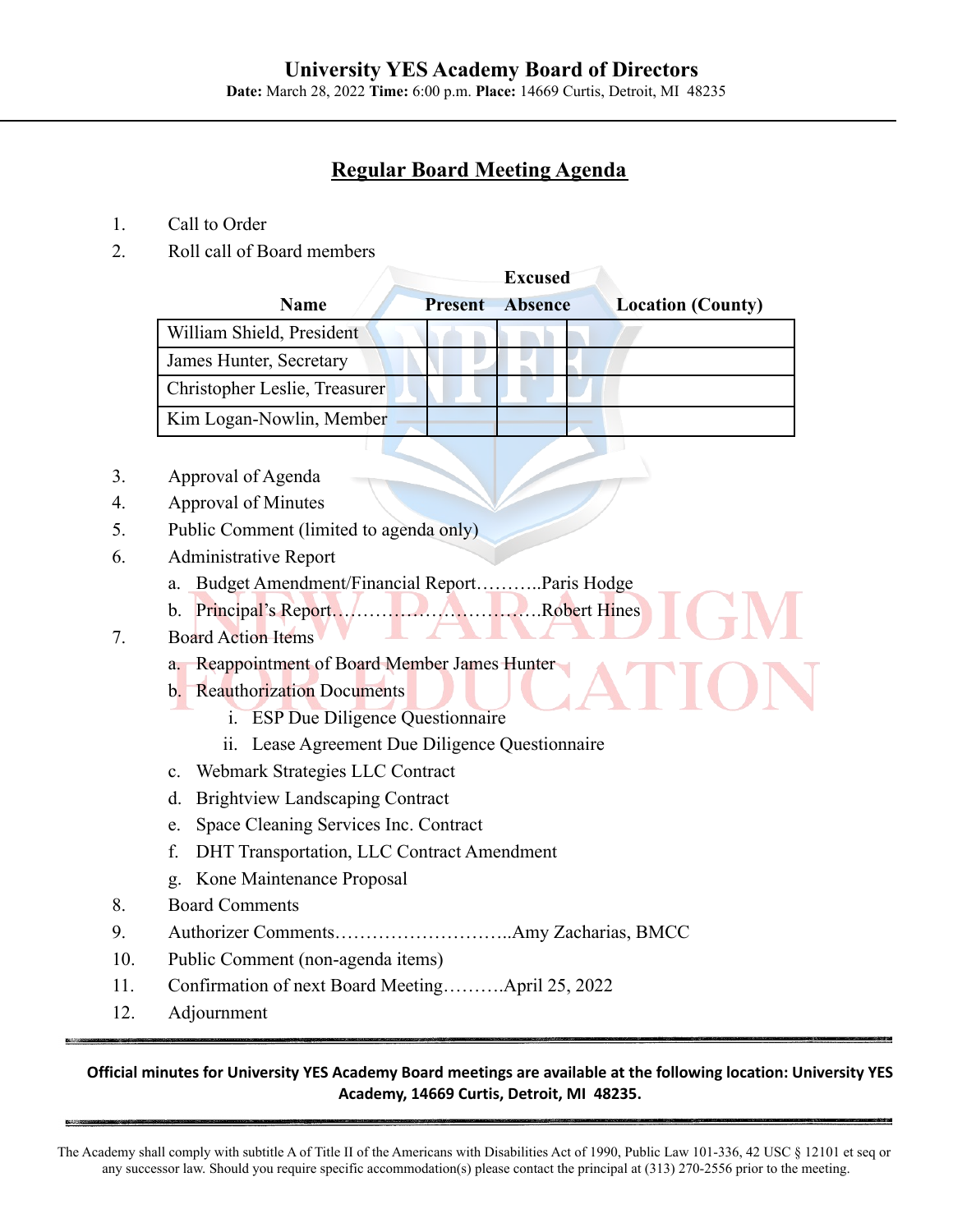# University YES Academy Board of Directors

**Date:** March 28, 2022 **Time:** 6:00 p.m. **Place:** 14669 Curtis, Detroit, MI 48235

## Regular Board Meeting Agenda

1. Call to Order
2. Roll call of Board members

| Name | Present | Excused Absence | Location (County) |
|---|---|---|---|
| William Shield, President | | | |
| James Hunter, Secretary | | | |
| Christopher Leslie, Treasurer | | | |
| Kim Logan-Nowlin, Member | | | |

3. Approval of Agenda
4. Approval of Minutes
5. Public Comment (limited to agenda only)
6. Administrative Report
   a. Budget Amendment/Financial Report………..Paris Hodge
   b. Principal's Report……………………………Robert Hines
7. Board Action Items
   a. Reappointment of Board Member James Hunter
   b. Reauthorization Documents
      i. ESP Due Diligence Questionnaire
      ii. Lease Agreement Due Diligence Questionnaire
   c. Webmark Strategies LLC Contract
   d. Brightview Landscaping Contract
   e. Space Cleaning Services Inc. Contract
   f. DHT Transportation, LLC Contract Amendment
   g. Kone Maintenance Proposal
8. Board Comments
9. Authorizer Comments………………………..Amy Zacharias, BMCC
10. Public Comment (non-agenda items)
11. Confirmation of next Board Meeting……….April 25, 2022
12. Adjournment

**Official minutes for University YES Academy Board meetings are available at the following location: University YES Academy, 14669 Curtis, Detroit, MI 48235.**

The Academy shall comply with subtitle A of Title II of the Americans with Disabilities Act of 1990, Public Law 101-336, 42 USC § 12101 et seq or any successor law. Should you require specific accommodation(s) please contact the principal at (313) 270-2556 prior to the meeting.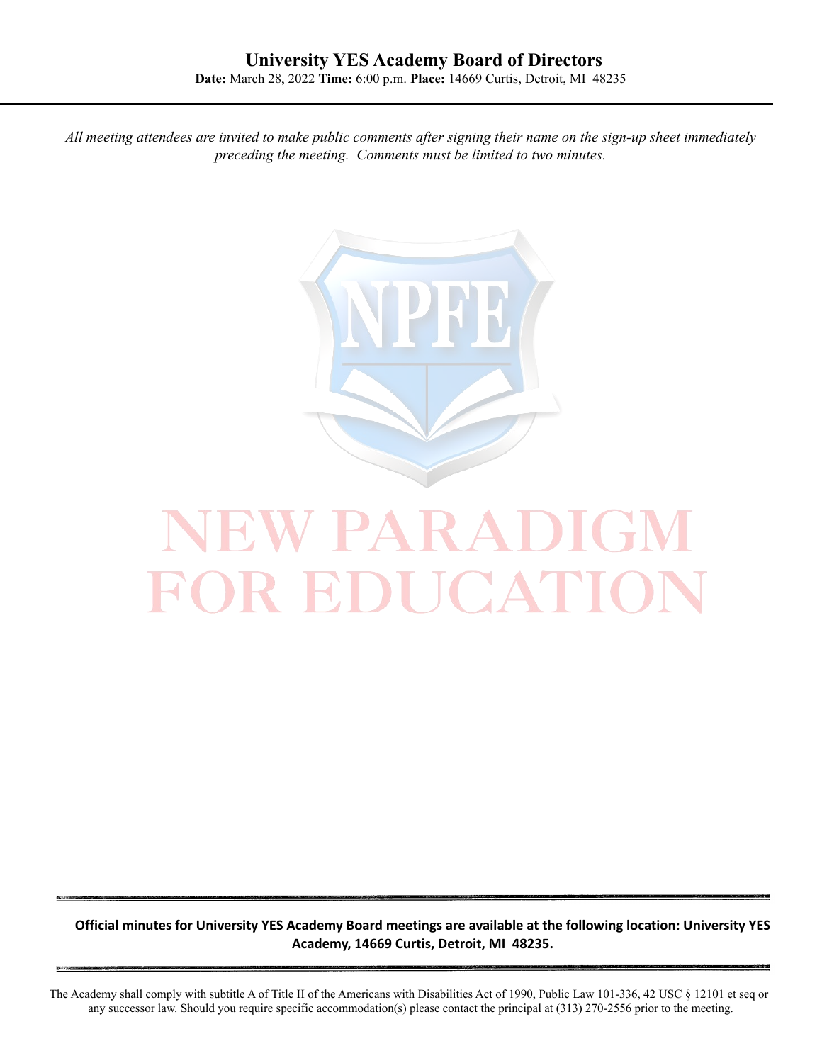# University YES Academy Board of Directors

**Date:** March 28, 2022 **Time:** 6:00 p.m. **Place:** 14669 Curtis, Detroit, MI 48235

*All meeting attendees are invited to make public comments after signing their name on the sign-up sheet immediately preceding the meeting. Comments must be limited to two minutes.*

NPFE

NEW PARADIGM FOR EDUCATION

**Official minutes for University YES Academy Board meetings are available at the following location: University YES Academy, 14669 Curtis, Detroit, MI 48235.**

The Academy shall comply with subtitle A of Title II of the Americans with Disabilities Act of 1990, Public Law 101-336, 42 USC § 12101 et seq or any successor law. Should you require specific accommodation(s) please contact the principal at (313) 270-2556 prior to the meeting.